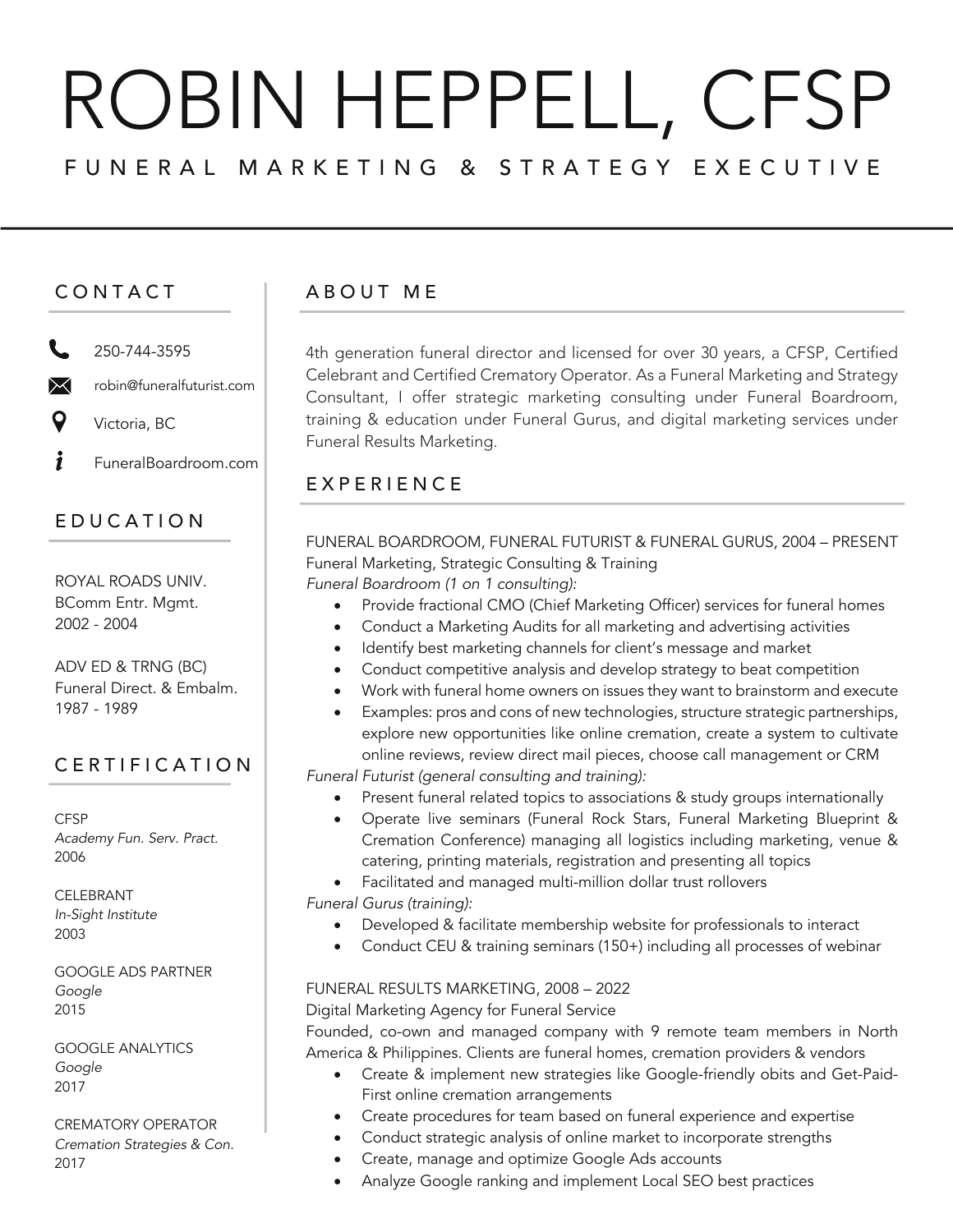# ROBIN HEPPELL, CFSP

FUNERAL MARKETING & STRATEGY EXECUTIVE

## CONTACT

- 250-744-3595
- robin@funeralfuturist.com
- Victoria, BC
- FuneralBoardroom.com

## EDUCATION

ROYAL ROADS UNIV.
BComm Entr. Mgmt.
2002 - 2004

ADV ED & TRNG (BC)
Funeral Direct. & Embalm.
1987 - 1989

## CERTIFICATION

CFSP
*Academy Fun. Serv. Pract.*
2006

CELEBRANT
*In-Sight Institute*
2003

GOOGLE ADS PARTNER
*Google*
2015

GOOGLE ANALYTICS
*Google*
2017

CREMATORY OPERATOR
*Cremation Strategies & Con.*
2017

## ABOUT ME

4th generation funeral director and licensed for over 30 years, a CFSP, Certified Celebrant and Certified Crematory Operator. As a Funeral Marketing and Strategy Consultant, I offer strategic marketing consulting under Funeral Boardroom, training & education under Funeral Gurus, and digital marketing services under Funeral Results Marketing.

## EXPERIENCE

FUNERAL BOARDROOM, FUNERAL FUTURIST & FUNERAL GURUS, 2004 – PRESENT
Funeral Marketing, Strategic Consulting & Training
*Funeral Boardroom (1 on 1 consulting):*

- Provide fractional CMO (Chief Marketing Officer) services for funeral homes
- Conduct a Marketing Audits for all marketing and advertising activities
- Identify best marketing channels for client's message and market
- Conduct competitive analysis and develop strategy to beat competition
- Work with funeral home owners on issues they want to brainstorm and execute
- Examples: pros and cons of new technologies, structure strategic partnerships, explore new opportunities like online cremation, create a system to cultivate online reviews, review direct mail pieces, choose call management or CRM

*Funeral Futurist (general consulting and training):*

- Present funeral related topics to associations & study groups internationally
- Operate live seminars (Funeral Rock Stars, Funeral Marketing Blueprint & Cremation Conference) managing all logistics including marketing, venue & catering, printing materials, registration and presenting all topics
- Facilitated and managed multi-million dollar trust rollovers

*Funeral Gurus (training):*

- Developed & facilitate membership website for professionals to interact
- Conduct CEU & training seminars (150+) including all processes of webinar

FUNERAL RESULTS MARKETING, 2008 – 2022
Digital Marketing Agency for Funeral Service
Founded, co-own and managed company with 9 remote team members in North America & Philippines. Clients are funeral homes, cremation providers & vendors

- Create & implement new strategies like Google-friendly obits and Get-Paid-First online cremation arrangements
- Create procedures for team based on funeral experience and expertise
- Conduct strategic analysis of online market to incorporate strengths
- Create, manage and optimize Google Ads accounts
- Analyze Google ranking and implement Local SEO best practices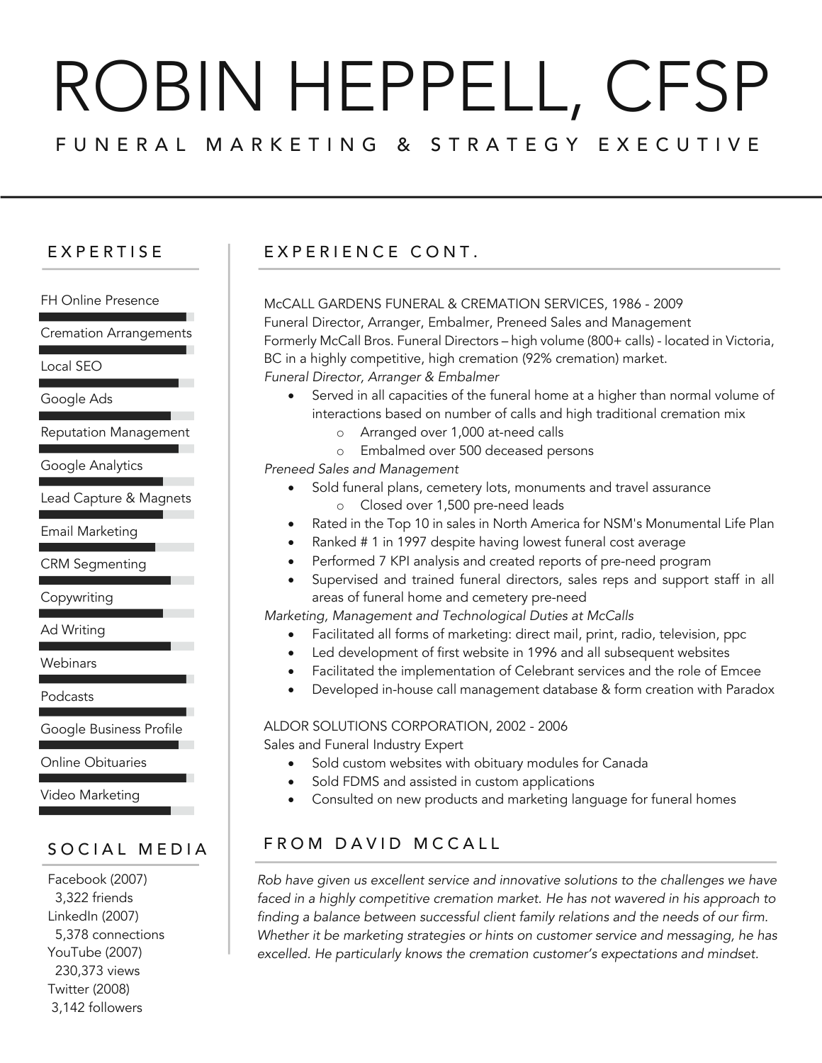# ROBIN HEPPELL, CFSP

FUNERAL MARKETING & STRATEGY EXECUTIVE

## EXPERTISE

- FH Online Presence
- Cremation Arrangements
- Local SEO
- Google Ads
- Reputation Management
- Google Analytics
- Lead Capture & Magnets
- Email Marketing
- CRM Segmenting
- Copywriting
- Ad Writing
- Webinars
- Podcasts
- Google Business Profile
- Online Obituaries
- Video Marketing

## SOCIAL MEDIA

Facebook (2007)
3,322 friends
LinkedIn (2007)
5,378 connections
YouTube (2007)
230,373 views
Twitter (2008)
3,142 followers

## EXPERIENCE CONT.

McCALL GARDENS FUNERAL & CREMATION SERVICES, 1986 - 2009
Funeral Director, Arranger, Embalmer, Preneed Sales and Management
Formerly McCall Bros. Funeral Directors – high volume (800+ calls) - located in Victoria, BC in a highly competitive, high cremation (92% cremation) market.

*Funeral Director, Arranger & Embalmer*

- Served in all capacities of the funeral home at a higher than normal volume of interactions based on number of calls and high traditional cremation mix
  - Arranged over 1,000 at-need calls
  - Embalmed over 500 deceased persons

*Preneed Sales and Management*

- Sold funeral plans, cemetery lots, monuments and travel assurance
  - Closed over 1,500 pre-need leads
- Rated in the Top 10 in sales in North America for NSM's Monumental Life Plan
- Ranked # 1 in 1997 despite having lowest funeral cost average
- Performed 7 KPI analysis and created reports of pre-need program
- Supervised and trained funeral directors, sales reps and support staff in all areas of funeral home and cemetery pre-need

*Marketing, Management and Technological Duties at McCalls*

- Facilitated all forms of marketing: direct mail, print, radio, television, ppc
- Led development of first website in 1996 and all subsequent websites
- Facilitated the implementation of Celebrant services and the role of Emcee
- Developed in-house call management database & form creation with Paradox

ALDOR SOLUTIONS CORPORATION, 2002 - 2006
Sales and Funeral Industry Expert

- Sold custom websites with obituary modules for Canada
- Sold FDMS and assisted in custom applications
- Consulted on new products and marketing language for funeral homes

## FROM DAVID MCCALL

*Rob have given us excellent service and innovative solutions to the challenges we have faced in a highly competitive cremation market. He has not wavered in his approach to finding a balance between successful client family relations and the needs of our firm. Whether it be marketing strategies or hints on customer service and messaging, he has excelled. He particularly knows the cremation customer's expectations and mindset.*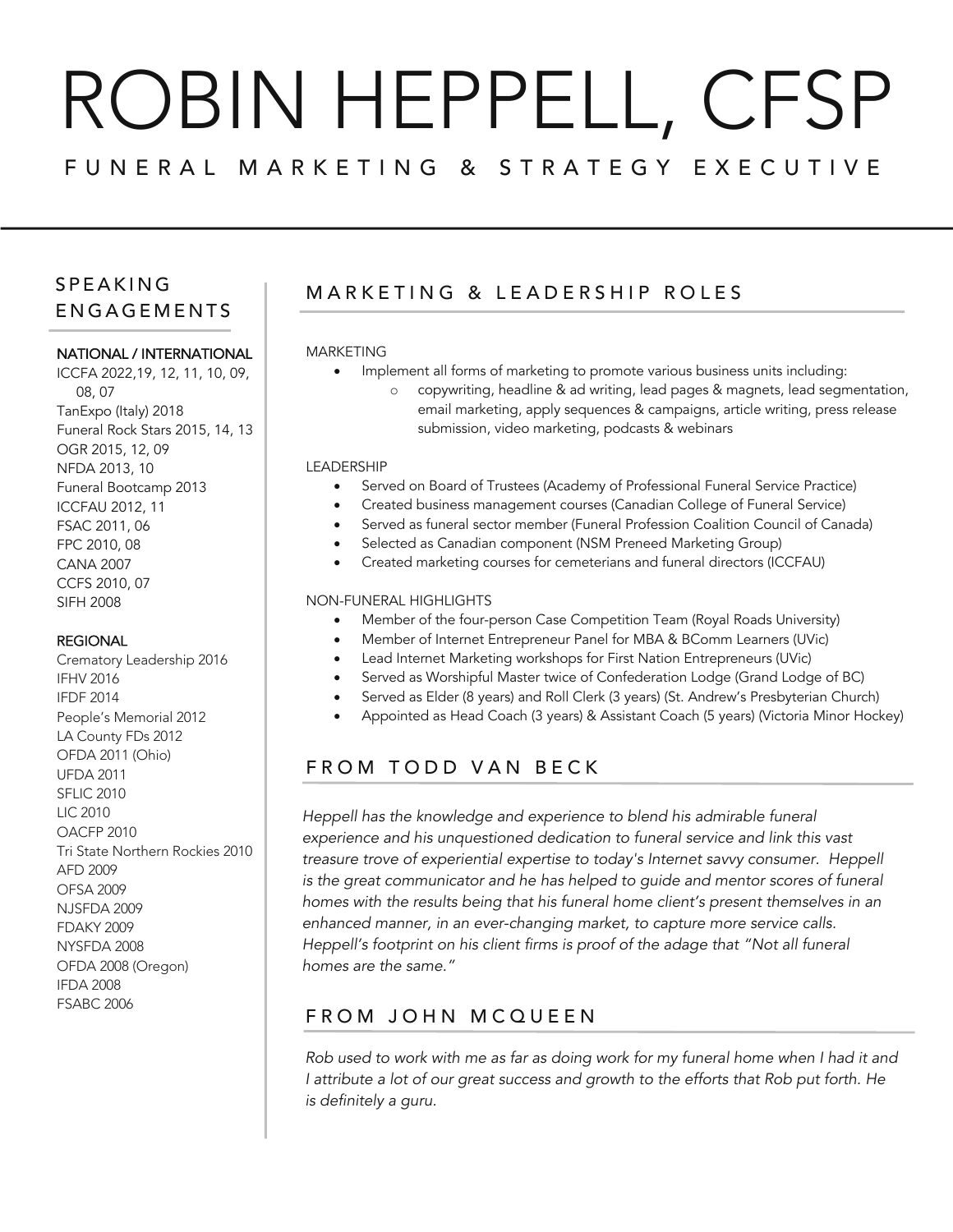# ROBIN HEPPELL, CFSP

FUNERAL MARKETING & STRATEGY EXECUTIVE

## SPEAKING ENGAGEMENTS

**NATIONAL / INTERNATIONAL**

ICCFA 2022,19, 12, 11, 10, 09, 08, 07
TanExpo (Italy) 2018
Funeral Rock Stars 2015, 14, 13
OGR 2015, 12, 09
NFDA 2013, 10
Funeral Bootcamp 2013
ICCFAU 2012, 11
FSAC 2011, 06
FPC 2010, 08
CANA 2007
CCFS 2010, 07
SIFH 2008

**REGIONAL**

Crematory Leadership 2016
IFHV 2016
IFDF 2014
People's Memorial 2012
LA County FDs 2012
OFDA 2011 (Ohio)
UFDA 2011
SFLIC 2010
LIC 2010
OACFP 2010
Tri State Northern Rockies 2010
AFD 2009
OFSA 2009
NJSFDA 2009
FDAKY 2009
NYSFDA 2008
OFDA 2008 (Oregon)
IFDA 2008
FSABC 2006

## MARKETING & LEADERSHIP ROLES

MARKETING

- Implement all forms of marketing to promote various business units including:
  - copywriting, headline & ad writing, lead pages & magnets, lead segmentation, email marketing, apply sequences & campaigns, article writing, press release submission, video marketing, podcasts & webinars

LEADERSHIP

- Served on Board of Trustees (Academy of Professional Funeral Service Practice)
- Created business management courses (Canadian College of Funeral Service)
- Served as funeral sector member (Funeral Profession Coalition Council of Canada)
- Selected as Canadian component (NSM Preneed Marketing Group)
- Created marketing courses for cemeterians and funeral directors (ICCFAU)

NON-FUNERAL HIGHLIGHTS

- Member of the four-person Case Competition Team (Royal Roads University)
- Member of Internet Entrepreneur Panel for MBA & BComm Learners (UVic)
- Lead Internet Marketing workshops for First Nation Entrepreneurs (UVic)
- Served as Worshipful Master twice of Confederation Lodge (Grand Lodge of BC)
- Served as Elder (8 years) and Roll Clerk (3 years) (St. Andrew's Presbyterian Church)
- Appointed as Head Coach (3 years) & Assistant Coach (5 years) (Victoria Minor Hockey)

## FROM TODD VAN BECK

*Heppell has the knowledge and experience to blend his admirable funeral experience and his unquestioned dedication to funeral service and link this vast treasure trove of experiential expertise to today's Internet savvy consumer. Heppell is the great communicator and he has helped to guide and mentor scores of funeral homes with the results being that his funeral home client's present themselves in an enhanced manner, in an ever-changing market, to capture more service calls. Heppell's footprint on his client firms is proof of the adage that "Not all funeral homes are the same."*

## FROM JOHN MCQUEEN

*Rob used to work with me as far as doing work for my funeral home when I had it and I attribute a lot of our great success and growth to the efforts that Rob put forth. He is definitely a guru.*